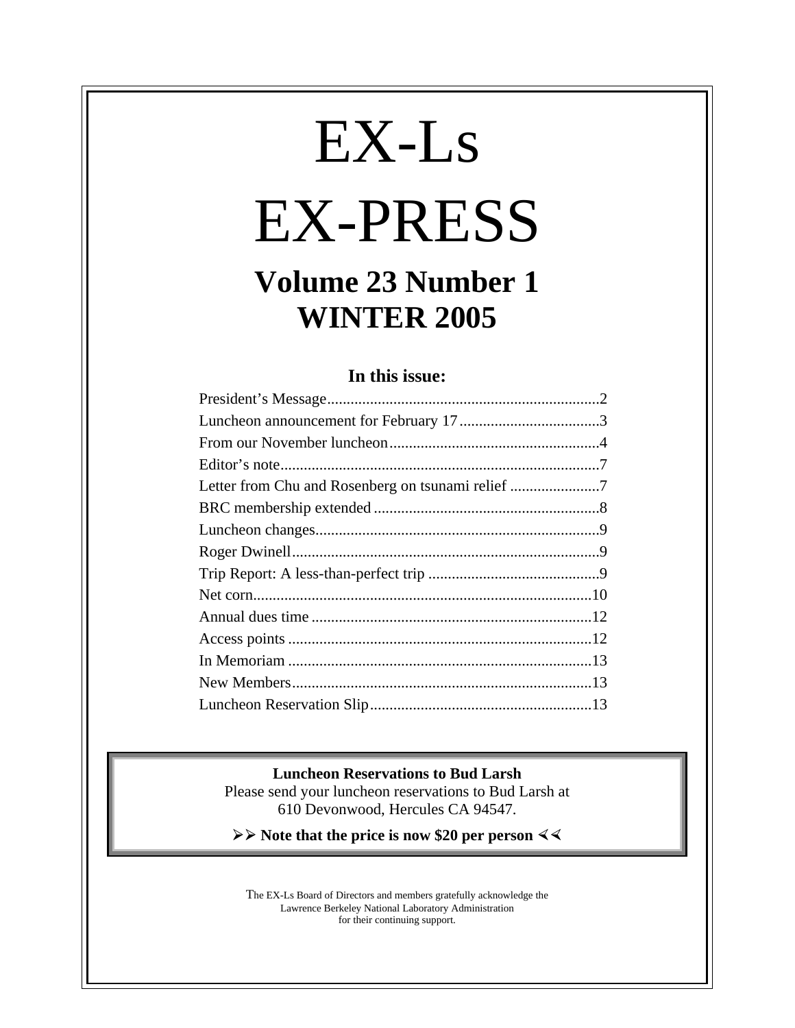# EX-Ls

# EX-PRESS

## Volume 23 Number 1
## WINTER 2005

### In this issue:

| | |
|---|---|
| President's Message | 2 |
| Luncheon announcement for February 17 | 3 |
| From our November luncheon | 4 |
| Editor's note | 7 |
| Letter from Chu and Rosenberg on tsunami relief | 7 |
| BRC membership extended | 8 |
| Luncheon changes | 9 |
| Roger Dwinell | 9 |
| Trip Report: A less-than-perfect trip | 9 |
| Net corn | 10 |
| Annual dues time | 12 |
| Access points | 12 |
| In Memoriam | 13 |
| New Members | 13 |
| Luncheon Reservation Slip | 13 |

**Luncheon Reservations to Bud Larsh**

Please send your luncheon reservations to Bud Larsh at 610 Devonwood, Hercules CA 94547.

➢➢ **Note that the price is now $20 per person** ⋞⋞

The EX-Ls Board of Directors and members gratefully acknowledge the Lawrence Berkeley National Laboratory Administration for their continuing support.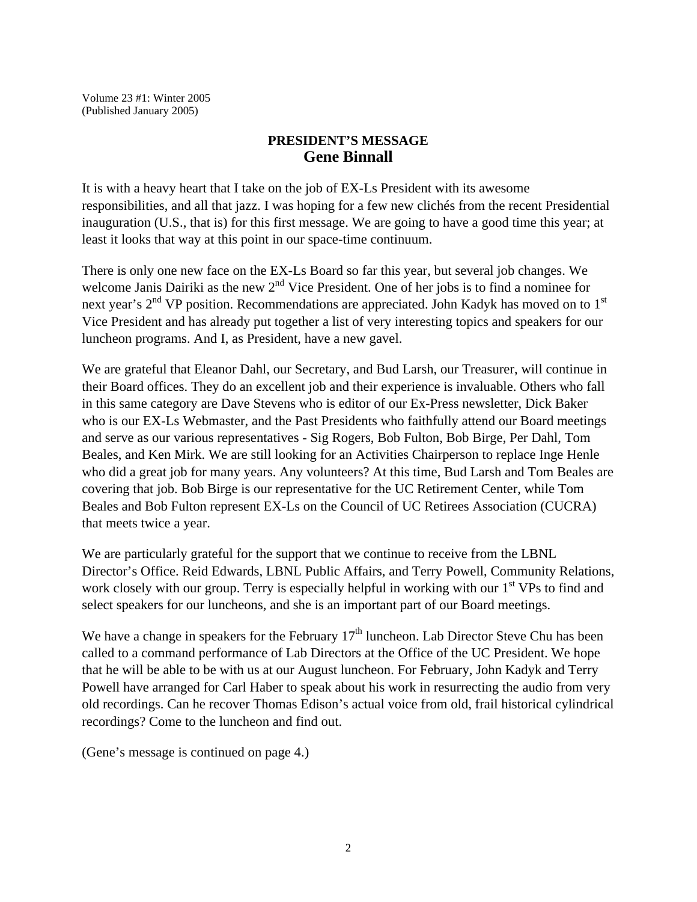Volume 23 #1: Winter 2005
(Published January 2005)

## PRESIDENT'S MESSAGE
## Gene Binnall

It is with a heavy heart that I take on the job of EX-Ls President with its awesome responsibilities, and all that jazz. I was hoping for a few new clichés from the recent Presidential inauguration (U.S., that is) for this first message. We are going to have a good time this year; at least it looks that way at this point in our space-time continuum.

There is only one new face on the EX-Ls Board so far this year, but several job changes. We welcome Janis Dairiki as the new 2nd Vice President. One of her jobs is to find a nominee for next year's 2nd VP position. Recommendations are appreciated. John Kadyk has moved on to 1st Vice President and has already put together a list of very interesting topics and speakers for our luncheon programs. And I, as President, have a new gavel.

We are grateful that Eleanor Dahl, our Secretary, and Bud Larsh, our Treasurer, will continue in their Board offices. They do an excellent job and their experience is invaluable. Others who fall in this same category are Dave Stevens who is editor of our Ex-Press newsletter, Dick Baker who is our EX-Ls Webmaster, and the Past Presidents who faithfully attend our Board meetings and serve as our various representatives - Sig Rogers, Bob Fulton, Bob Birge, Per Dahl, Tom Beales, and Ken Mirk. We are still looking for an Activities Chairperson to replace Inge Henle who did a great job for many years. Any volunteers? At this time, Bud Larsh and Tom Beales are covering that job. Bob Birge is our representative for the UC Retirement Center, while Tom Beales and Bob Fulton represent EX-Ls on the Council of UC Retirees Association (CUCRA) that meets twice a year.

We are particularly grateful for the support that we continue to receive from the LBNL Director's Office. Reid Edwards, LBNL Public Affairs, and Terry Powell, Community Relations, work closely with our group. Terry is especially helpful in working with our 1st VPs to find and select speakers for our luncheons, and she is an important part of our Board meetings.

We have a change in speakers for the February 17th luncheon. Lab Director Steve Chu has been called to a command performance of Lab Directors at the Office of the UC President. We hope that he will be able to be with us at our August luncheon. For February, John Kadyk and Terry Powell have arranged for Carl Haber to speak about his work in resurrecting the audio from very old recordings. Can he recover Thomas Edison's actual voice from old, frail historical cylindrical recordings? Come to the luncheon and find out.

(Gene's message is continued on page 4.)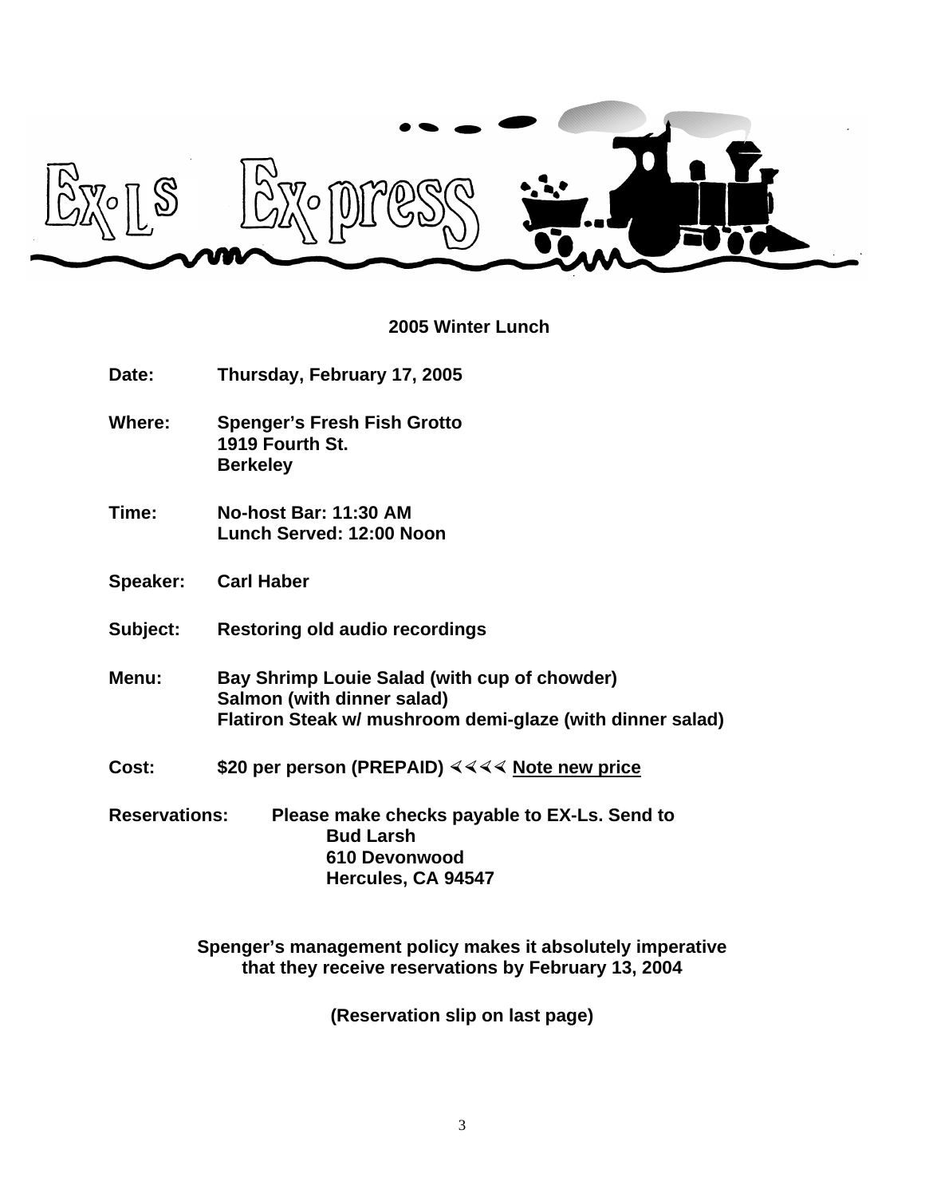# EX-Ls Ex-press

## 2005 Winter Lunch

**Date:** Thursday, February 17, 2005

**Where:** Spenger's Fresh Fish Grotto
1919 Fourth St.
Berkeley

**Time:** No-host Bar: 11:30 AM
Lunch Served: 12:00 Noon

**Speaker:** Carl Haber

**Subject:** Restoring old audio recordings

**Menu:** Bay Shrimp Louie Salad (with cup of chowder)
Salmon (with dinner salad)
Flatiron Steak w/ mushroom demi-glaze (with dinner salad)

**Cost:** $20 per person (PREPAID) ∢∢∢∢ Note new price

**Reservations:** Please make checks payable to EX-Ls. Send to
Bud Larsh
610 Devonwood
Hercules, CA 94547

**Spenger's management policy makes it absolutely imperative that they receive reservations by February 13, 2004**

**(Reservation slip on last page)**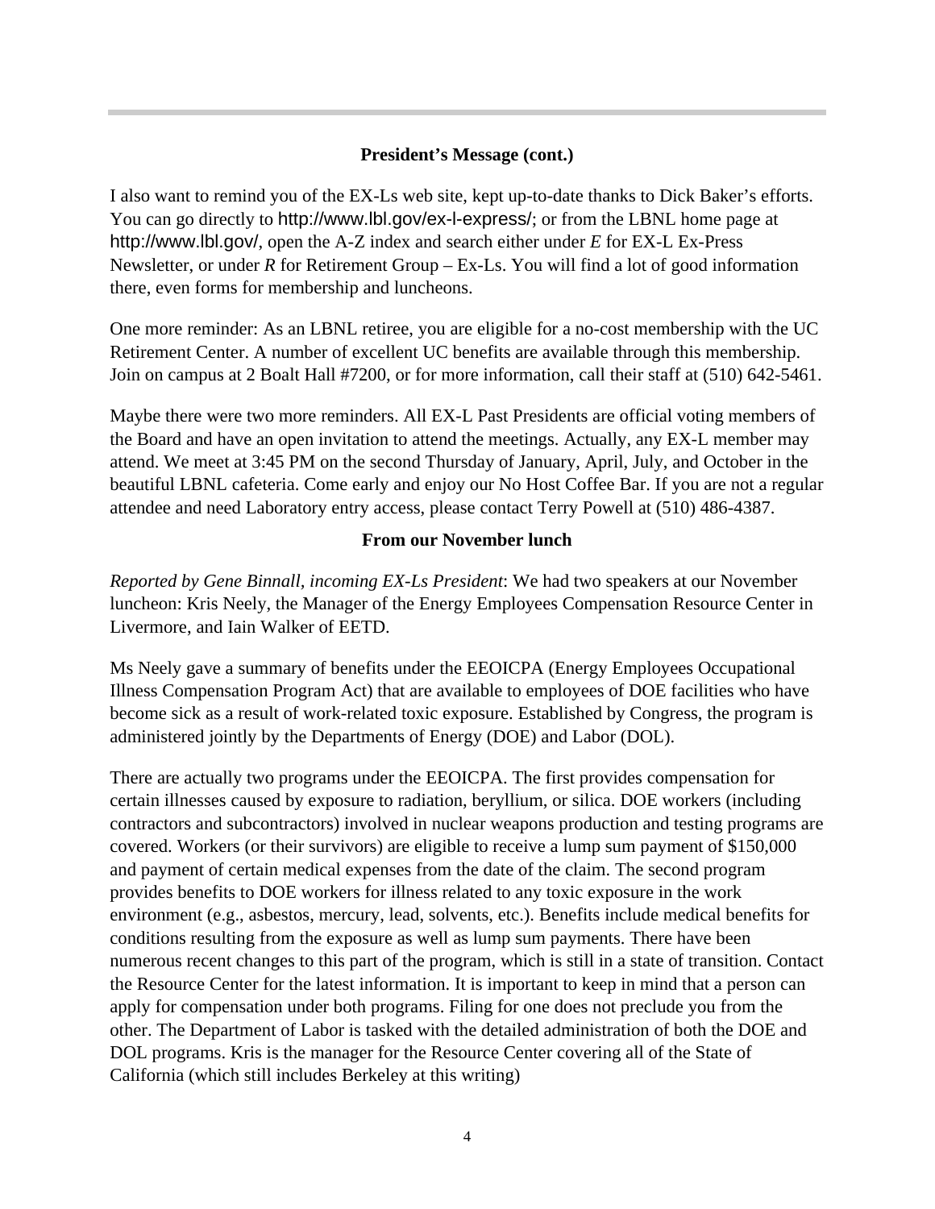### President's Message (cont.)

I also want to remind you of the EX-Ls web site, kept up-to-date thanks to Dick Baker's efforts. You can go directly to http://www.lbl.gov/ex-l-express/; or from the LBNL home page at http://www.lbl.gov/, open the A-Z index and search either under *E* for EX-L Ex-Press Newsletter, or under *R* for Retirement Group – Ex-Ls. You will find a lot of good information there, even forms for membership and luncheons.

One more reminder: As an LBNL retiree, you are eligible for a no-cost membership with the UC Retirement Center. A number of excellent UC benefits are available through this membership. Join on campus at 2 Boalt Hall #7200, or for more information, call their staff at (510) 642-5461.

Maybe there were two more reminders. All EX-L Past Presidents are official voting members of the Board and have an open invitation to attend the meetings. Actually, any EX-L member may attend. We meet at 3:45 PM on the second Thursday of January, April, July, and October in the beautiful LBNL cafeteria. Come early and enjoy our No Host Coffee Bar. If you are not a regular attendee and need Laboratory entry access, please contact Terry Powell at (510) 486-4387.

### From our November lunch

*Reported by Gene Binnall, incoming EX-Ls President*: We had two speakers at our November luncheon: Kris Neely, the Manager of the Energy Employees Compensation Resource Center in Livermore, and Iain Walker of EETD.

Ms Neely gave a summary of benefits under the EEOICPA (Energy Employees Occupational Illness Compensation Program Act) that are available to employees of DOE facilities who have become sick as a result of work-related toxic exposure. Established by Congress, the program is administered jointly by the Departments of Energy (DOE) and Labor (DOL).

There are actually two programs under the EEOICPA. The first provides compensation for certain illnesses caused by exposure to radiation, beryllium, or silica. DOE workers (including contractors and subcontractors) involved in nuclear weapons production and testing programs are covered. Workers (or their survivors) are eligible to receive a lump sum payment of $150,000 and payment of certain medical expenses from the date of the claim. The second program provides benefits to DOE workers for illness related to any toxic exposure in the work environment (e.g., asbestos, mercury, lead, solvents, etc.). Benefits include medical benefits for conditions resulting from the exposure as well as lump sum payments. There have been numerous recent changes to this part of the program, which is still in a state of transition. Contact the Resource Center for the latest information. It is important to keep in mind that a person can apply for compensation under both programs. Filing for one does not preclude you from the other. The Department of Labor is tasked with the detailed administration of both the DOE and DOL programs. Kris is the manager for the Resource Center covering all of the State of California (which still includes Berkeley at this writing)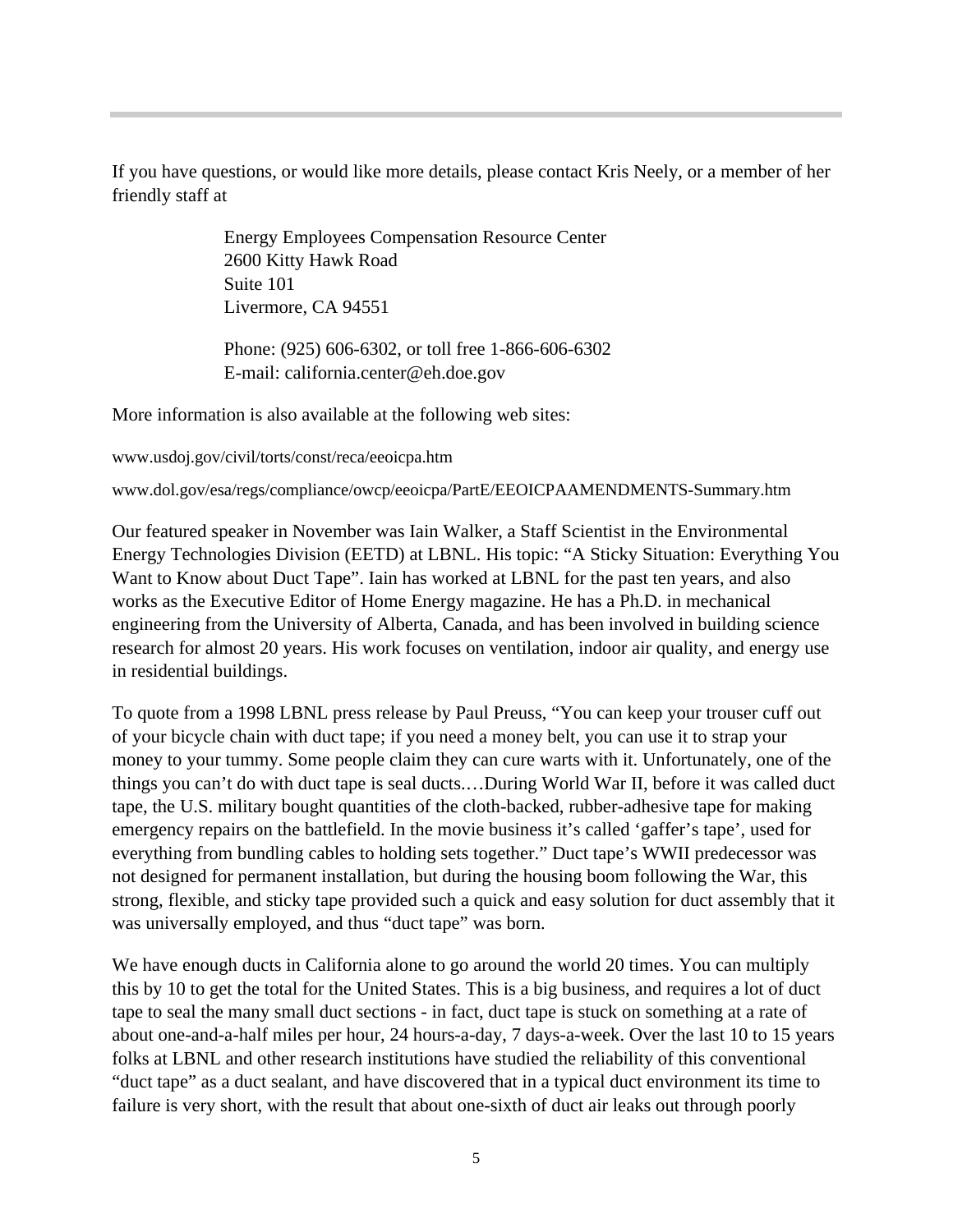---

If you have questions, or would like more details, please contact Kris Neely, or a member of her friendly staff at

> Energy Employees Compensation Resource Center
> 2600 Kitty Hawk Road
> Suite 101
> Livermore, CA 94551
>
> Phone: (925) 606-6302, or toll free 1-866-606-6302
> E-mail: california.center@eh.doe.gov

More information is also available at the following web sites:

www.usdoj.gov/civil/torts/const/reca/eeoicpa.htm

www.dol.gov/esa/regs/compliance/owcp/eeoicpa/PartE/EEOICPAAMENDMENTS-Summary.htm

Our featured speaker in November was Iain Walker, a Staff Scientist in the Environmental Energy Technologies Division (EETD) at LBNL. His topic: "A Sticky Situation: Everything You Want to Know about Duct Tape". Iain has worked at LBNL for the past ten years, and also works as the Executive Editor of Home Energy magazine. He has a Ph.D. in mechanical engineering from the University of Alberta, Canada, and has been involved in building science research for almost 20 years. His work focuses on ventilation, indoor air quality, and energy use in residential buildings.

To quote from a 1998 LBNL press release by Paul Preuss, "You can keep your trouser cuff out of your bicycle chain with duct tape; if you need a money belt, you can use it to strap your money to your tummy. Some people claim they can cure warts with it. Unfortunately, one of the things you can't do with duct tape is seal ducts.…During World War II, before it was called duct tape, the U.S. military bought quantities of the cloth-backed, rubber-adhesive tape for making emergency repairs on the battlefield. In the movie business it's called 'gaffer's tape', used for everything from bundling cables to holding sets together." Duct tape's WWII predecessor was not designed for permanent installation, but during the housing boom following the War, this strong, flexible, and sticky tape provided such a quick and easy solution for duct assembly that it was universally employed, and thus "duct tape" was born.

We have enough ducts in California alone to go around the world 20 times. You can multiply this by 10 to get the total for the United States. This is a big business, and requires a lot of duct tape to seal the many small duct sections - in fact, duct tape is stuck on something at a rate of about one-and-a-half miles per hour, 24 hours-a-day, 7 days-a-week. Over the last 10 to 15 years folks at LBNL and other research institutions have studied the reliability of this conventional "duct tape" as a duct sealant, and have discovered that in a typical duct environment its time to failure is very short, with the result that about one-sixth of duct air leaks out through poorly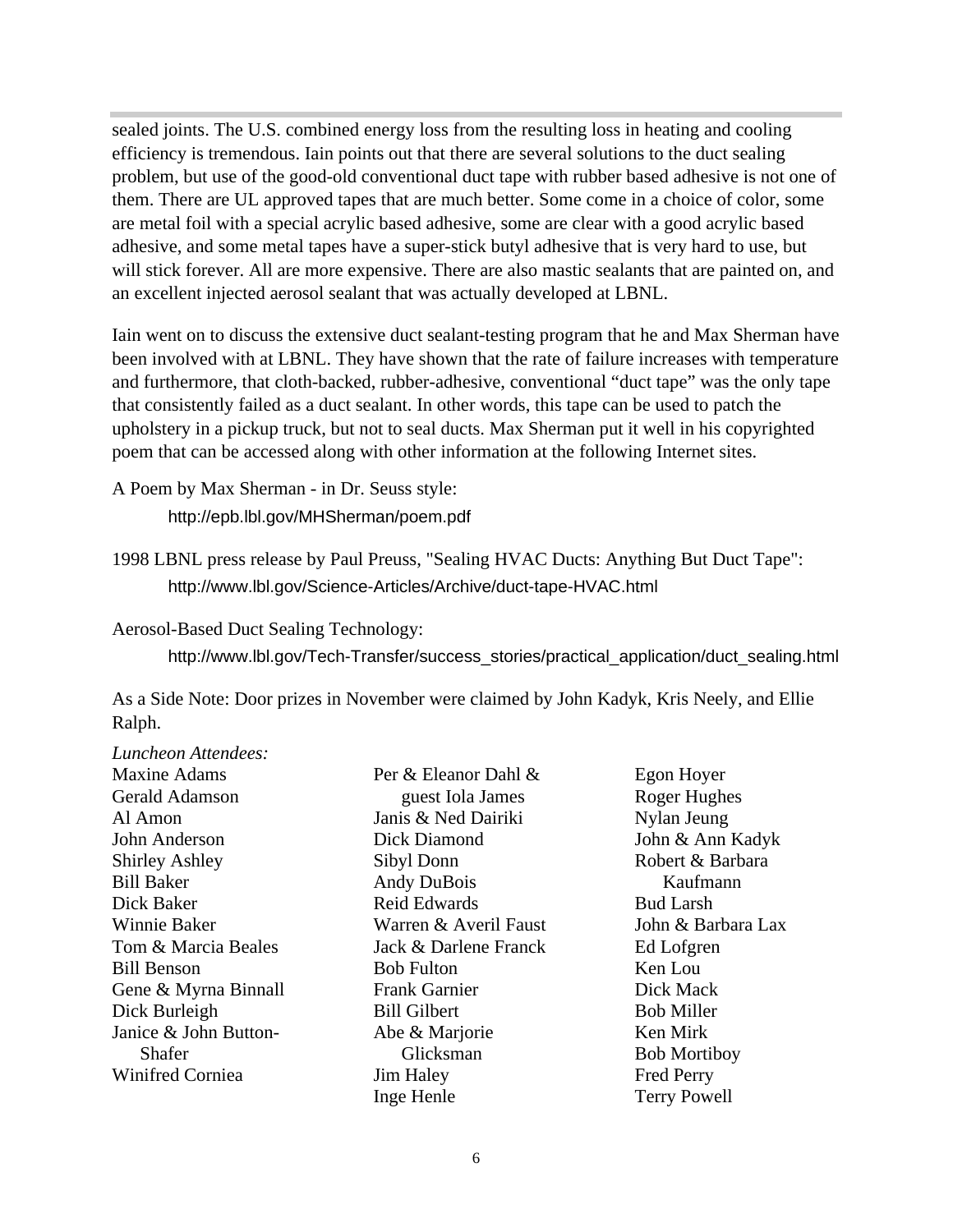sealed joints. The U.S. combined energy loss from the resulting loss in heating and cooling efficiency is tremendous. Iain points out that there are several solutions to the duct sealing problem, but use of the good-old conventional duct tape with rubber based adhesive is not one of them. There are UL approved tapes that are much better. Some come in a choice of color, some are metal foil with a special acrylic based adhesive, some are clear with a good acrylic based adhesive, and some metal tapes have a super-stick butyl adhesive that is very hard to use, but will stick forever. All are more expensive. There are also mastic sealants that are painted on, and an excellent injected aerosol sealant that was actually developed at LBNL.

Iain went on to discuss the extensive duct sealant-testing program that he and Max Sherman have been involved with at LBNL. They have shown that the rate of failure increases with temperature and furthermore, that cloth-backed, rubber-adhesive, conventional "duct tape" was the only tape that consistently failed as a duct sealant. In other words, this tape can be used to patch the upholstery in a pickup truck, but not to seal ducts. Max Sherman put it well in his copyrighted poem that can be accessed along with other information at the following Internet sites.

A Poem by Max Sherman - in Dr. Seuss style:

http://epb.lbl.gov/MHSherman/poem.pdf

1998 LBNL press release by Paul Preuss, "Sealing HVAC Ducts: Anything But Duct Tape":

http://www.lbl.gov/Science-Articles/Archive/duct-tape-HVAC.html

Aerosol-Based Duct Sealing Technology:

http://www.lbl.gov/Tech-Transfer/success_stories/practical_application/duct_sealing.html

As a Side Note: Door prizes in November were claimed by John Kadyk, Kris Neely, and Ellie Ralph.

*Luncheon Attendees:*

Maxine Adams
Gerald Adamson
Al Amon
John Anderson
Shirley Ashley
Bill Baker
Dick Baker
Winnie Baker
Tom & Marcia Beales
Bill Benson
Gene & Myrna Binnall
Dick Burleigh
Janice & John Button-Shafer
Winifred Corniea
Per & Eleanor Dahl & guest Iola James
Janis & Ned Dairiki
Dick Diamond
Sibyl Donn
Andy DuBois
Reid Edwards
Warren & Averil Faust
Jack & Darlene Franck
Bob Fulton
Frank Garnier
Bill Gilbert
Abe & Marjorie Glicksman
Jim Haley
Inge Henle
Egon Hoyer
Roger Hughes
Nylan Jeung
John & Ann Kadyk
Robert & Barbara Kaufmann
Bud Larsh
John & Barbara Lax
Ed Lofgren
Ken Lou
Dick Mack
Bob Miller
Ken Mirk
Bob Mortiboy
Fred Perry
Terry Powell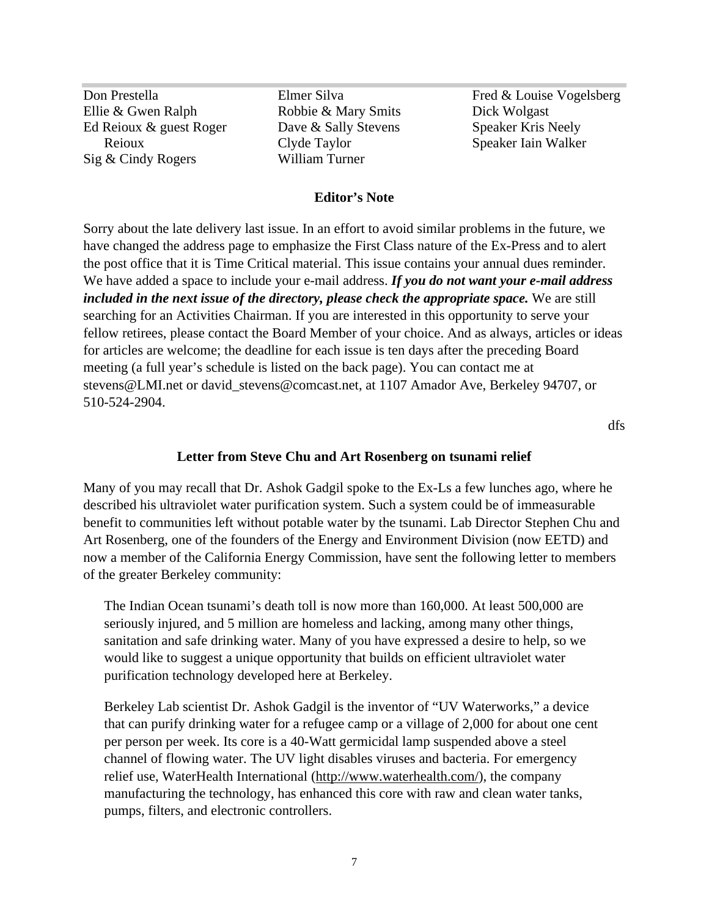Don Prestella
Ellie & Gwen Ralph
Ed Reioux & guest Roger Reioux
Sig & Cindy Rogers
Elmer Silva
Robbie & Mary Smits
Dave & Sally Stevens
Clyde Taylor
William Turner
Fred & Louise Vogelsberg
Dick Wolgast
Speaker Kris Neely
Speaker Iain Walker

### Editor's Note

Sorry about the late delivery last issue. In an effort to avoid similar problems in the future, we have changed the address page to emphasize the First Class nature of the Ex-Press and to alert the post office that it is Time Critical material. This issue contains your annual dues reminder. We have added a space to include your e-mail address. ***If you do not want your e-mail address included in the next issue of the directory, please check the appropriate space.*** We are still searching for an Activities Chairman. If you are interested in this opportunity to serve your fellow retirees, please contact the Board Member of your choice. And as always, articles or ideas for articles are welcome; the deadline for each issue is ten days after the preceding Board meeting (a full year's schedule is listed on the back page). You can contact me at stevens@LMI.net or david_stevens@comcast.net, at 1107 Amador Ave, Berkeley 94707, or 510-524-2904.

dfs

### Letter from Steve Chu and Art Rosenberg on tsunami relief

Many of you may recall that Dr. Ashok Gadgil spoke to the Ex-Ls a few lunches ago, where he described his ultraviolet water purification system. Such a system could be of immeasurable benefit to communities left without potable water by the tsunami. Lab Director Stephen Chu and Art Rosenberg, one of the founders of the Energy and Environment Division (now EETD) and now a member of the California Energy Commission, have sent the following letter to members of the greater Berkeley community:

> The Indian Ocean tsunami's death toll is now more than 160,000. At least 500,000 are seriously injured, and 5 million are homeless and lacking, among many other things, sanitation and safe drinking water. Many of you have expressed a desire to help, so we would like to suggest a unique opportunity that builds on efficient ultraviolet water purification technology developed here at Berkeley.
>
> Berkeley Lab scientist Dr. Ashok Gadgil is the inventor of "UV Waterworks," a device that can purify drinking water for a refugee camp or a village of 2,000 for about one cent per person per week. Its core is a 40-Watt germicidal lamp suspended above a steel channel of flowing water. The UV light disables viruses and bacteria. For emergency relief use, WaterHealth International (http://www.waterhealth.com/), the company manufacturing the technology, has enhanced this core with raw and clean water tanks, pumps, filters, and electronic controllers.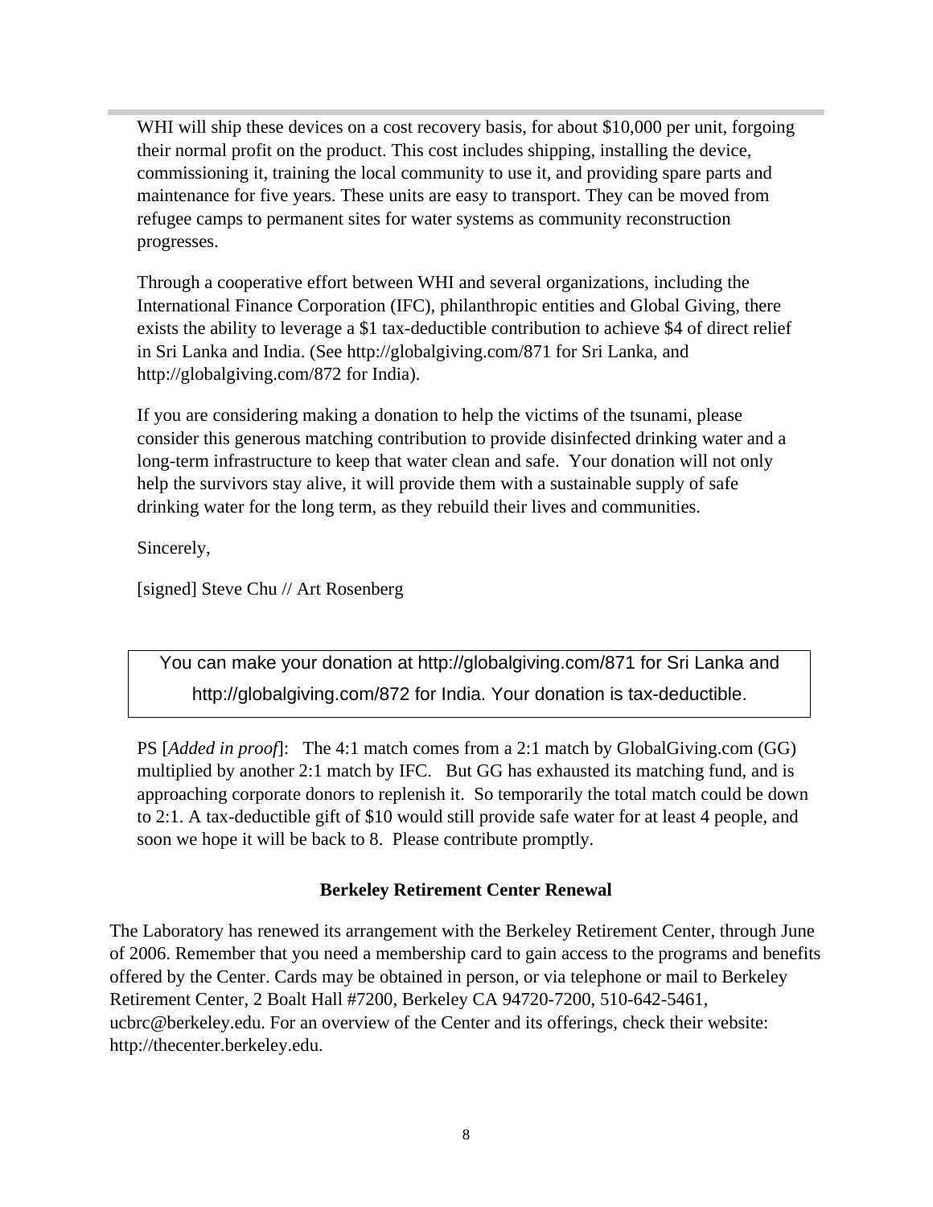WHI will ship these devices on a cost recovery basis, for about $10,000 per unit, forgoing their normal profit on the product. This cost includes shipping, installing the device, commissioning it, training the local community to use it, and providing spare parts and maintenance for five years. These units are easy to transport. They can be moved from refugee camps to permanent sites for water systems as community reconstruction progresses.

Through a cooperative effort between WHI and several organizations, including the International Finance Corporation (IFC), philanthropic entities and Global Giving, there exists the ability to leverage a $1 tax-deductible contribution to achieve $4 of direct relief in Sri Lanka and India. (See http://globalgiving.com/871 for Sri Lanka, and http://globalgiving.com/872 for India).

If you are considering making a donation to help the victims of the tsunami, please consider this generous matching contribution to provide disinfected drinking water and a long-term infrastructure to keep that water clean and safe. Your donation will not only help the survivors stay alive, it will provide them with a sustainable supply of safe drinking water for the long term, as they rebuild their lives and communities.

Sincerely,

[signed] Steve Chu // Art Rosenberg

> You can make your donation at http://globalgiving.com/871 for Sri Lanka and http://globalgiving.com/872 for India. Your donation is tax-deductible.

PS [*Added in proof*]: The 4:1 match comes from a 2:1 match by GlobalGiving.com (GG) multiplied by another 2:1 match by IFC. But GG has exhausted its matching fund, and is approaching corporate donors to replenish it. So temporarily the total match could be down to 2:1. A tax-deductible gift of $10 would still provide safe water for at least 4 people, and soon we hope it will be back to 8. Please contribute promptly.

## Berkeley Retirement Center Renewal

The Laboratory has renewed its arrangement with the Berkeley Retirement Center, through June of 2006. Remember that you need a membership card to gain access to the programs and benefits offered by the Center. Cards may be obtained in person, or via telephone or mail to Berkeley Retirement Center, 2 Boalt Hall #7200, Berkeley CA 94720-7200, 510-642-5461, ucbrc@berkeley.edu. For an overview of the Center and its offerings, check their website: http://thecenter.berkeley.edu.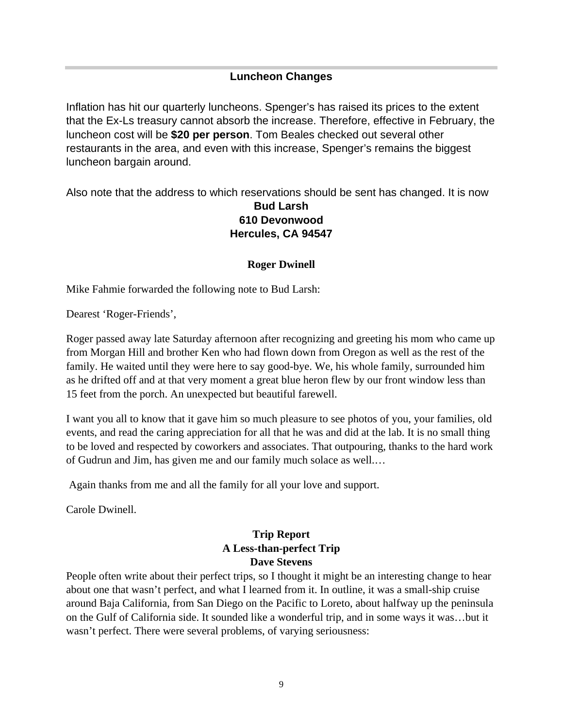## Luncheon Changes

Inflation has hit our quarterly luncheons. Spenger's has raised its prices to the extent that the Ex-Ls treasury cannot absorb the increase. Therefore, effective in February, the luncheon cost will be **$20 per person**. Tom Beales checked out several other restaurants in the area, and even with this increase, Spenger's remains the biggest luncheon bargain around.

Also note that the address to which reservations should be sent has changed. It is now

**Bud Larsh**
**610 Devonwood**
**Hercules, CA 94547**

## Roger Dwinell

Mike Fahmie forwarded the following note to Bud Larsh:

Dearest 'Roger-Friends',

Roger passed away late Saturday afternoon after recognizing and greeting his mom who came up from Morgan Hill and brother Ken who had flown down from Oregon as well as the rest of the family. He waited until they were here to say good-bye. We, his whole family, surrounded him as he drifted off and at that very moment a great blue heron flew by our front window less than 15 feet from the porch. An unexpected but beautiful farewell.

I want you all to know that it gave him so much pleasure to see photos of you, your families, old events, and read the caring appreciation for all that he was and did at the lab. It is no small thing to be loved and respected by coworkers and associates. That outpouring, thanks to the hard work of Gudrun and Jim, has given me and our family much solace as well.…

Again thanks from me and all the family for all your love and support.

Carole Dwinell.

## Trip Report
### A Less-than-perfect Trip
### Dave Stevens

People often write about their perfect trips, so I thought it might be an interesting change to hear about one that wasn't perfect, and what I learned from it. In outline, it was a small-ship cruise around Baja California, from San Diego on the Pacific to Loreto, about halfway up the peninsula on the Gulf of California side. It sounded like a wonderful trip, and in some ways it was…but it wasn't perfect. There were several problems, of varying seriousness: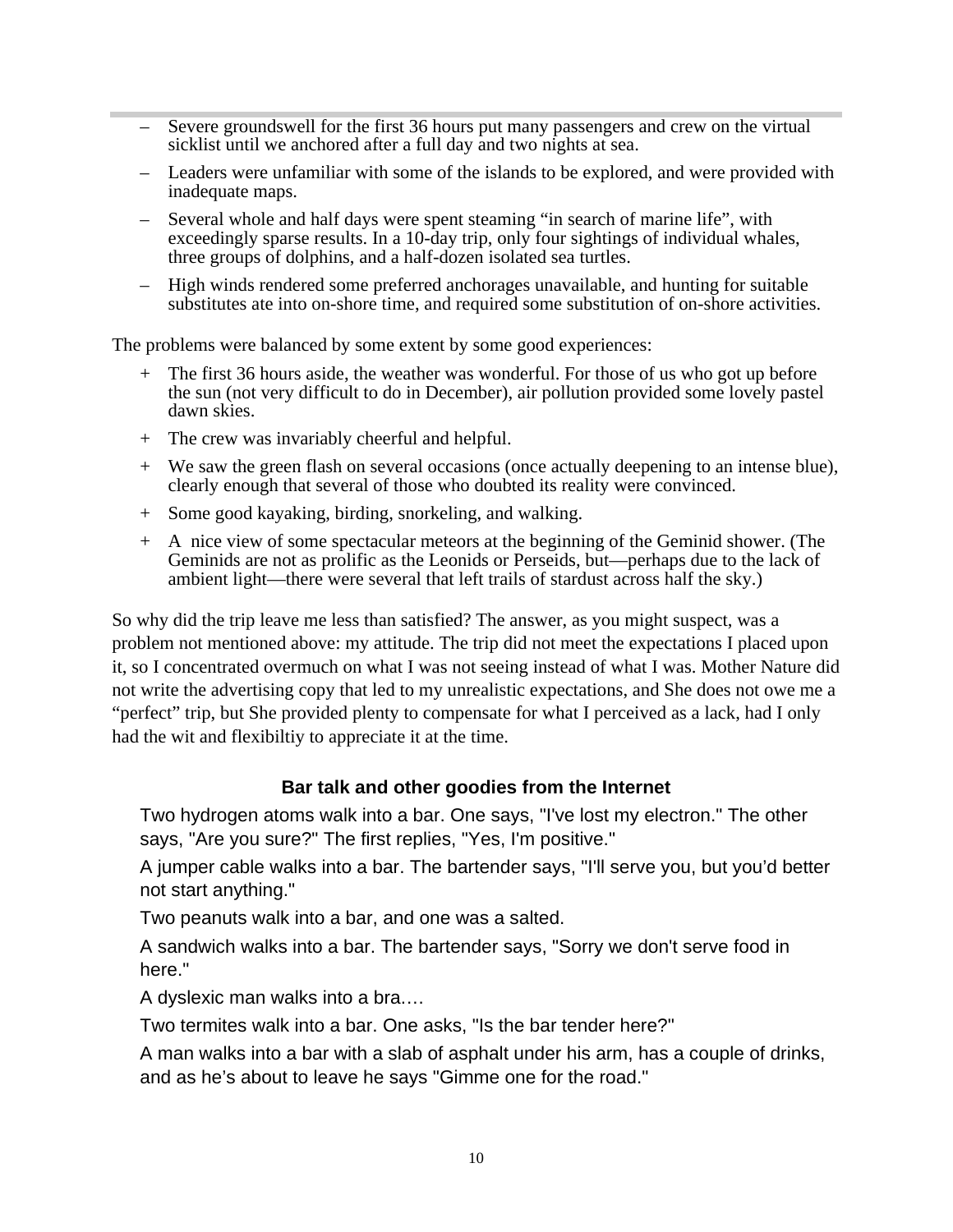- Severe groundswell for the first 36 hours put many passengers and crew on the virtual sicklist until we anchored after a full day and two nights at sea.
- Leaders were unfamiliar with some of the islands to be explored, and were provided with inadequate maps.
- Several whole and half days were spent steaming "in search of marine life", with exceedingly sparse results. In a 10-day trip, only four sightings of individual whales, three groups of dolphins, and a half-dozen isolated sea turtles.
- High winds rendered some preferred anchorages unavailable, and hunting for suitable substitutes ate into on-shore time, and required some substitution of on-shore activities.

The problems were balanced by some extent by some good experiences:

+ The first 36 hours aside, the weather was wonderful. For those of us who got up before the sun (not very difficult to do in December), air pollution provided some lovely pastel dawn skies.
+ The crew was invariably cheerful and helpful.
+ We saw the green flash on several occasions (once actually deepening to an intense blue), clearly enough that several of those who doubted its reality were convinced.
+ Some good kayaking, birding, snorkeling, and walking.
+ A nice view of some spectacular meteors at the beginning of the Geminid shower. (The Geminids are not as prolific as the Leonids or Perseids, but—perhaps due to the lack of ambient light—there were several that left trails of stardust across half the sky.)

So why did the trip leave me less than satisfied? The answer, as you might suspect, was a problem not mentioned above: my attitude. The trip did not meet the expectations I placed upon it, so I concentrated overmuch on what I was not seeing instead of what I was. Mother Nature did not write the advertising copy that led to my unrealistic expectations, and She does not owe me a "perfect" trip, but She provided plenty to compensate for what I perceived as a lack, had I only had the wit and flexibiltiy to appreciate it at the time.

## Bar talk and other goodies from the Internet

Two hydrogen atoms walk into a bar. One says, "I've lost my electron." The other says, "Are you sure?" The first replies, "Yes, I'm positive."

A jumper cable walks into a bar. The bartender says, "I'll serve you, but you'd better not start anything."

Two peanuts walk into a bar, and one was a salted.

A sandwich walks into a bar. The bartender says, "Sorry we don't serve food in here."

A dyslexic man walks into a bra.…

Two termites walk into a bar. One asks, "Is the bar tender here?"

A man walks into a bar with a slab of asphalt under his arm, has a couple of drinks, and as he's about to leave he says "Gimme one for the road."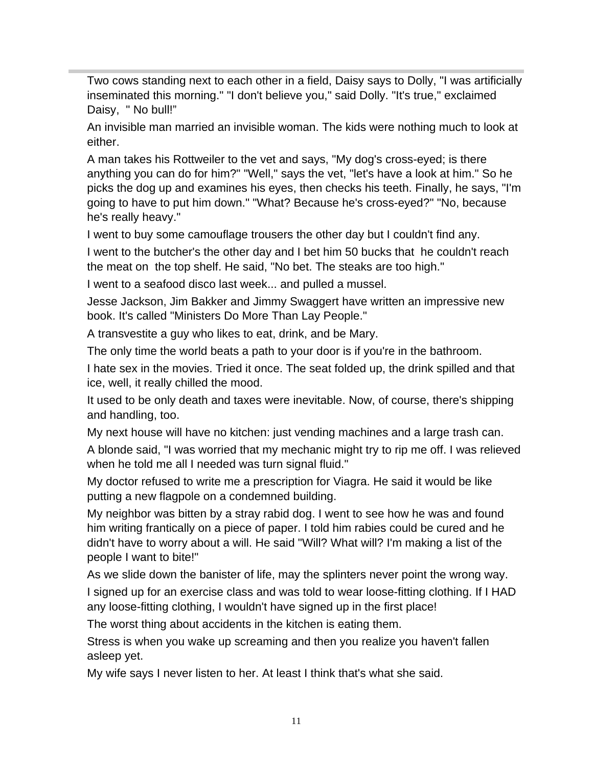Two cows standing next to each other in a field, Daisy says to Dolly, "I was artificially inseminated this morning." "I don't believe you," said Dolly. "It's true," exclaimed Daisy, " No bull!"

An invisible man married an invisible woman. The kids were nothing much to look at either.

A man takes his Rottweiler to the vet and says, "My dog's cross-eyed; is there anything you can do for him?" "Well," says the vet, "let's have a look at him." So he picks the dog up and examines his eyes, then checks his teeth. Finally, he says, "I'm going to have to put him down." "What? Because he's cross-eyed?" "No, because he's really heavy."

I went to buy some camouflage trousers the other day but I couldn't find any.

I went to the butcher's the other day and I bet him 50 bucks that he couldn't reach the meat on the top shelf. He said, "No bet. The steaks are too high."

I went to a seafood disco last week... and pulled a mussel.

Jesse Jackson, Jim Bakker and Jimmy Swaggert have written an impressive new book. It's called "Ministers Do More Than Lay People."

A transvestite a guy who likes to eat, drink, and be Mary.

The only time the world beats a path to your door is if you're in the bathroom.

I hate sex in the movies. Tried it once. The seat folded up, the drink spilled and that ice, well, it really chilled the mood.

It used to be only death and taxes were inevitable. Now, of course, there's shipping and handling, too.

My next house will have no kitchen: just vending machines and a large trash can.

A blonde said, "I was worried that my mechanic might try to rip me off. I was relieved when he told me all I needed was turn signal fluid."

My doctor refused to write me a prescription for Viagra. He said it would be like putting a new flagpole on a condemned building.

My neighbor was bitten by a stray rabid dog. I went to see how he was and found him writing frantically on a piece of paper. I told him rabies could be cured and he didn't have to worry about a will. He said "Will? What will? I'm making a list of the people I want to bite!"

As we slide down the banister of life, may the splinters never point the wrong way.

I signed up for an exercise class and was told to wear loose-fitting clothing. If I HAD any loose-fitting clothing, I wouldn't have signed up in the first place!

The worst thing about accidents in the kitchen is eating them.

Stress is when you wake up screaming and then you realize you haven't fallen asleep yet.

My wife says I never listen to her. At least I think that's what she said.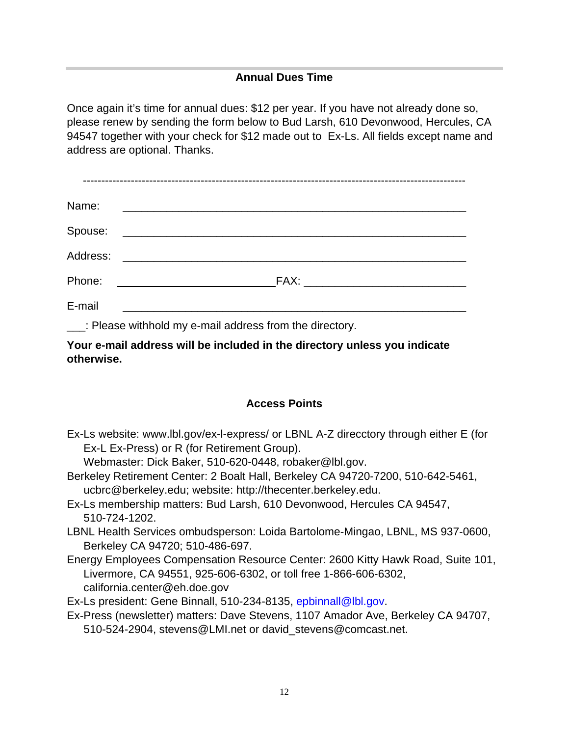---

## Annual Dues Time

Once again it's time for annual dues: $12 per year. If you have not already done so, please renew by sending the form below to Bud Larsh, 610 Devonwood, Hercules, CA 94547 together with your check for $12 made out to Ex-Ls. All fields except name and address are optional. Thanks.

-----------------------------------------------------------------------------------------------------

Name: ____________________________________________________________

Spouse: ____________________________________________________________

Address: ____________________________________________________________

Phone: ____________________________ FAX: ____________________________

E-mail ____________________________________________________________

___: Please withhold my e-mail address from the directory.

**Your e-mail address will be included in the directory unless you indicate otherwise.**

## Access Points

Ex-Ls website: www.lbl.gov/ex-l-express/ or LBNL A-Z direcctory through either E (for Ex-L Ex-Press) or R (for Retirement Group).
Webmaster: Dick Baker, 510-620-0448, robaker@lbl.gov.

Berkeley Retirement Center: 2 Boalt Hall, Berkeley CA 94720-7200, 510-642-5461, ucbrc@berkeley.edu; website: http://thecenter.berkeley.edu.

Ex-Ls membership matters: Bud Larsh, 610 Devonwood, Hercules CA 94547, 510-724-1202.

LBNL Health Services ombudsperson: Loida Bartolome-Mingao, LBNL, MS 937-0600, Berkeley CA 94720; 510-486-697.

Energy Employees Compensation Resource Center: 2600 Kitty Hawk Road, Suite 101, Livermore, CA 94551, 925-606-6302, or toll free 1-866-606-6302, california.center@eh.doe.gov

Ex-Ls president: Gene Binnall, 510-234-8135, epbinnall@lbl.gov.

Ex-Press (newsletter) matters: Dave Stevens, 1107 Amador Ave, Berkeley CA 94707, 510-524-2904, stevens@LMI.net or david_stevens@comcast.net.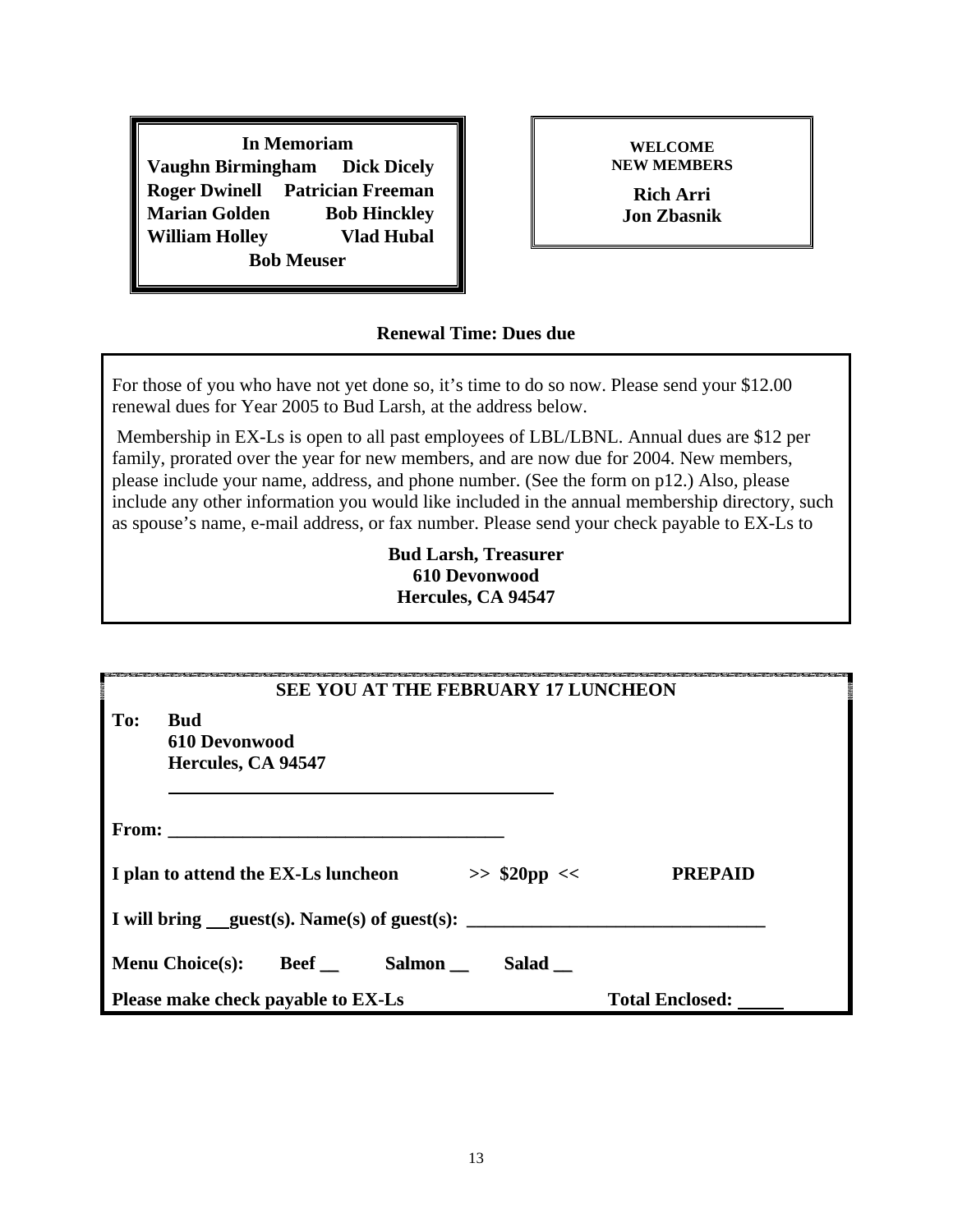**In Memoriam**

Vaughn Birmingham, Dick Dicely, Roger Dwinell, Patrician Freeman, Marian Golden, Bob Hinckley, William Holley, Vlad Hubal, Bob Meuser

**WELCOME NEW MEMBERS**

**Rich Arri**
**Jon Zbasnik**

## Renewal Time: Dues due

For those of you who have not yet done so, it's time to do so now. Please send your $12.00 renewal dues for Year 2005 to Bud Larsh, at the address below.

Membership in EX-Ls is open to all past employees of LBL/LBNL. Annual dues are $12 per family, prorated over the year for new members, and are now due for 2004. New members, please include your name, address, and phone number. (See the form on p12.) Also, please include any other information you would like included in the annual membership directory, such as spouse's name, e-mail address, or fax number. Please send your check payable to EX-Ls to

**Bud Larsh, Treasurer**
**610 Devonwood**
**Hercules, CA 94547**

## SEE YOU AT THE FEBRUARY 17 LUNCHEON

**To:** **Bud**
**610 Devonwood**
**Hercules, CA 94547**

________________________________________

**From:** ___________________________________

**I plan to attend the EX-Ls luncheon >> $20pp << PREPAID**

**I will bring __guest(s). Name(s) of guest(s):** ______________________________

**Menu Choice(s): Beef __ Salmon __ Salad __**

**Please make check payable to EX-Ls** **Total Enclosed:** _____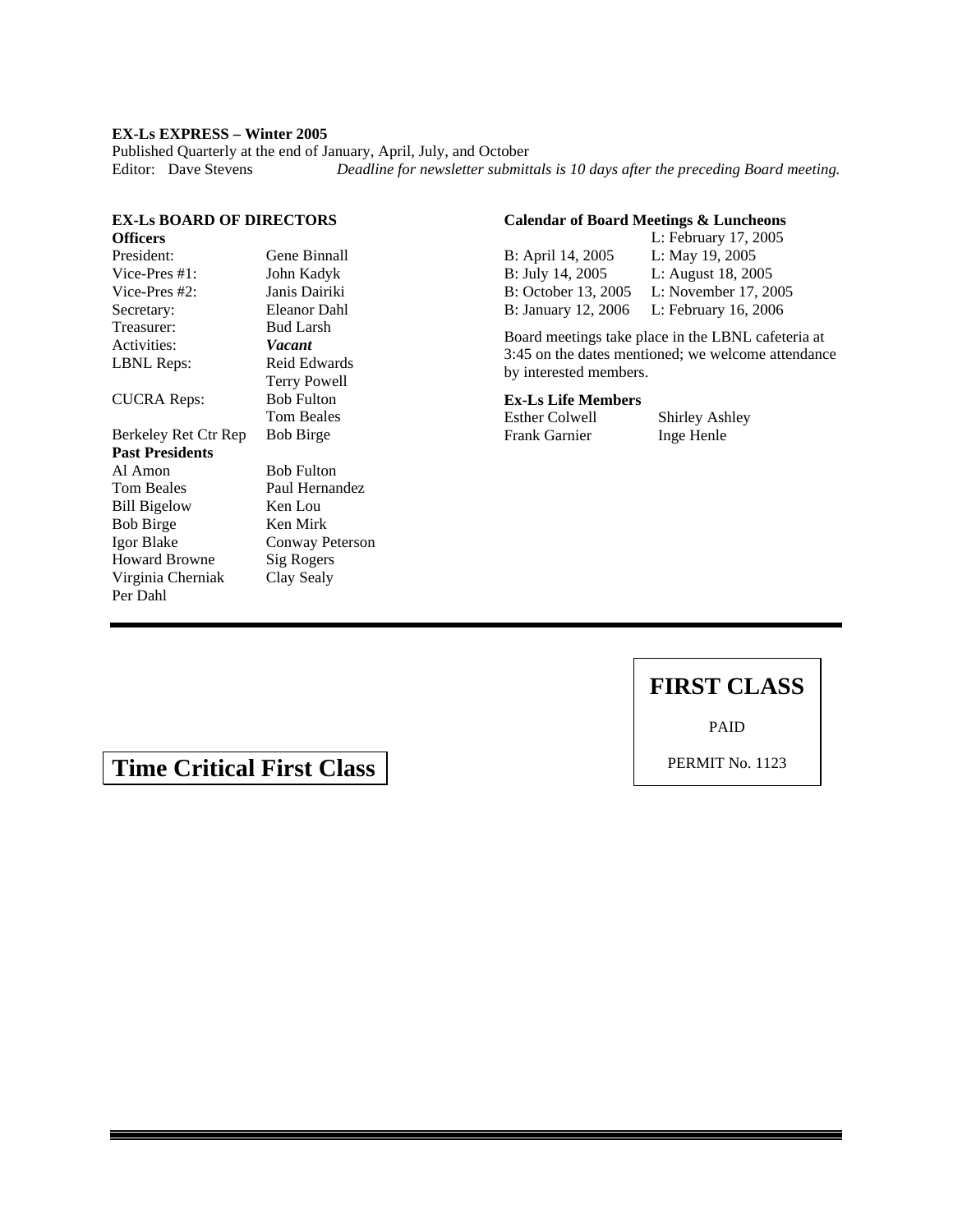**EX-Ls EXPRESS – Winter 2005**

Published Quarterly at the end of January, April, July, and October

Editor: Dave Stevens *Deadline for newsletter submittals is 10 days after the preceding Board meeting.*

**EX-Ls BOARD OF DIRECTORS**

**Officers**

| | |
|---|---|
| President: | Gene Binnall |
| Vice-Pres #1: | John Kadyk |
| Vice-Pres #2: | Janis Dairiki |
| Secretary: | Eleanor Dahl |
| Treasurer: | Bud Larsh |
| Activities: | ***Vacant*** |
| LBNL Reps: | Reid Edwards |
| | Terry Powell |
| CUCRA Reps: | Bob Fulton |
| | Tom Beales |
| Berkeley Ret Ctr Rep | Bob Birge |

**Past Presidents**

| | |
|---|---|
| Al Amon | Bob Fulton |
| Tom Beales | Paul Hernandez |
| Bill Bigelow | Ken Lou |
| Bob Birge | Ken Mirk |
| Igor Blake | Conway Peterson |
| Howard Browne | Sig Rogers |
| Virginia Cherniak | Clay Sealy |
| Per Dahl | |

**Calendar of Board Meetings & Luncheons**

| | |
|---|---|
| | L: February 17, 2005 |
| B: April 14, 2005 | L: May 19, 2005 |
| B: July 14, 2005 | L: August 18, 2005 |
| B: October 13, 2005 | L: November 17, 2005 |
| B: January 12, 2006 | L: February 16, 2006 |

Board meetings take place in the LBNL cafeteria at 3:45 on the dates mentioned; we welcome attendance by interested members.

**Ex-Ls Life Members**

| | |
|---|---|
| Esther Colwell | Shirley Ashley |
| Frank Garnier | Inge Henle |

**FIRST CLASS**

PAID

PERMIT No. 1123

**Time Critical First Class**